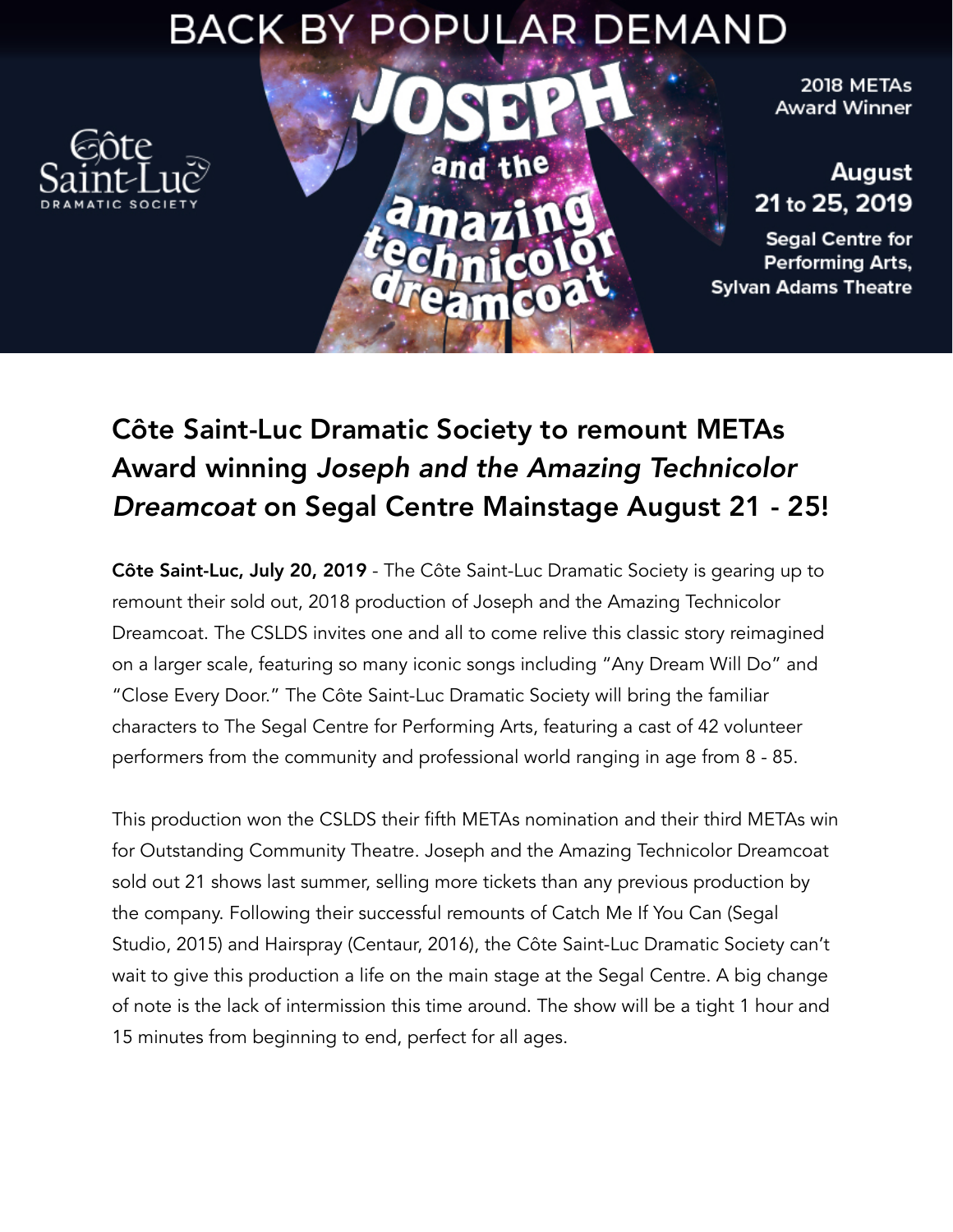BACK BY POPULAR DEMAND

Côte Saint-Luc DRAMATIC SOCIETY

JOSEPH and the amazing technicolor dreamcoat

2018 METAs Award Winner

August 21 to 25, 2019

Segal Centre for Performing Arts, Sylvan Adams Theatre

## Côte Saint-Luc Dramatic Society to remount METAs Award winning *Joseph and the Amazing Technicolor Dreamcoat* on Segal Centre Mainstage August 21 - 25!

**Côte Saint-Luc, July 20, 2019** - The Côte Saint-Luc Dramatic Society is gearing up to remount their sold out, 2018 production of Joseph and the Amazing Technicolor Dreamcoat. The CSLDS invites one and all to come relive this classic story reimagined on a larger scale, featuring so many iconic songs including "Any Dream Will Do" and "Close Every Door." The Côte Saint-Luc Dramatic Society will bring the familiar characters to The Segal Centre for Performing Arts, featuring a cast of 42 volunteer performers from the community and professional world ranging in age from 8 - 85.

This production won the CSLDS their fifth METAs nomination and their third METAs win for Outstanding Community Theatre. Joseph and the Amazing Technicolor Dreamcoat sold out 21 shows last summer, selling more tickets than any previous production by the company. Following their successful remounts of Catch Me If You Can (Segal Studio, 2015) and Hairspray (Centaur, 2016), the Côte Saint-Luc Dramatic Society can't wait to give this production a life on the main stage at the Segal Centre. A big change of note is the lack of intermission this time around. The show will be a tight 1 hour and 15 minutes from beginning to end, perfect for all ages.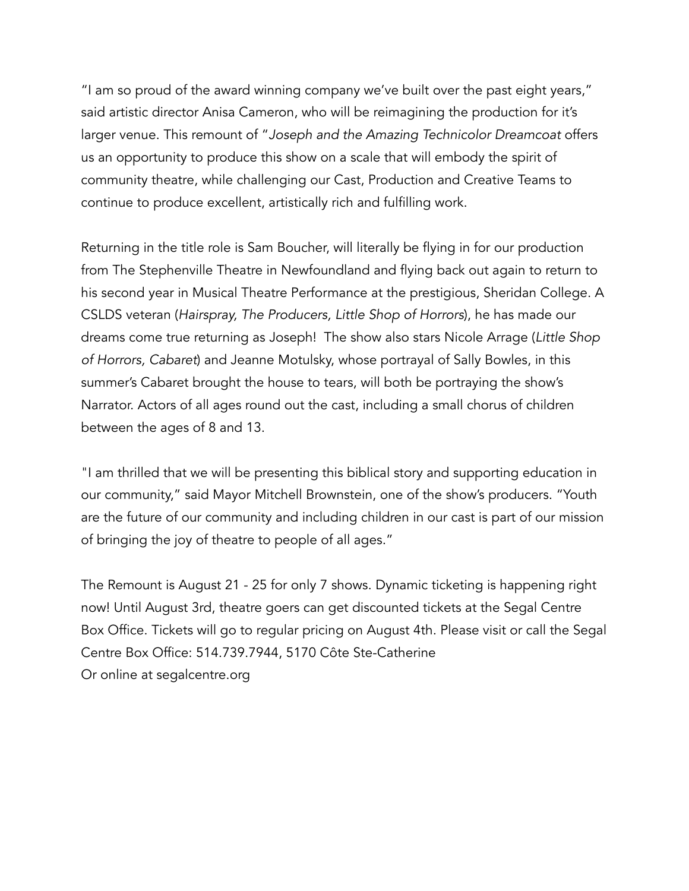"I am so proud of the award winning company we've built over the past eight years," said artistic director Anisa Cameron, who will be reimagining the production for it's larger venue. This remount of "*Joseph and the Amazing Technicolor Dreamcoat* offers us an opportunity to produce this show on a scale that will embody the spirit of community theatre, while challenging our Cast, Production and Creative Teams to continue to produce excellent, artistically rich and fulfilling work.

Returning in the title role is Sam Boucher, will literally be flying in for our production from The Stephenville Theatre in Newfoundland and flying back out again to return to his second year in Musical Theatre Performance at the prestigious, Sheridan College. A CSLDS veteran (*Hairspray, The Producers, Little Shop of Horrors*), he has made our dreams come true returning as Joseph! The show also stars Nicole Arrage (*Little Shop of Horrors, Cabaret*) and Jeanne Motulsky, whose portrayal of Sally Bowles, in this summer's Cabaret brought the house to tears, will both be portraying the show's Narrator. Actors of all ages round out the cast, including a small chorus of children between the ages of 8 and 13.

"I am thrilled that we will be presenting this biblical story and supporting education in our community," said Mayor Mitchell Brownstein, one of the show's producers. "Youth are the future of our community and including children in our cast is part of our mission of bringing the joy of theatre to people of all ages."

The Remount is August 21 - 25 for only 7 shows. Dynamic ticketing is happening right now! Until August 3rd, theatre goers can get discounted tickets at the Segal Centre Box Office. Tickets will go to regular pricing on August 4th. Please visit or call the Segal Centre Box Office: 514.739.7944, 5170 Côte Ste-Catherine
Or online at segalcentre.org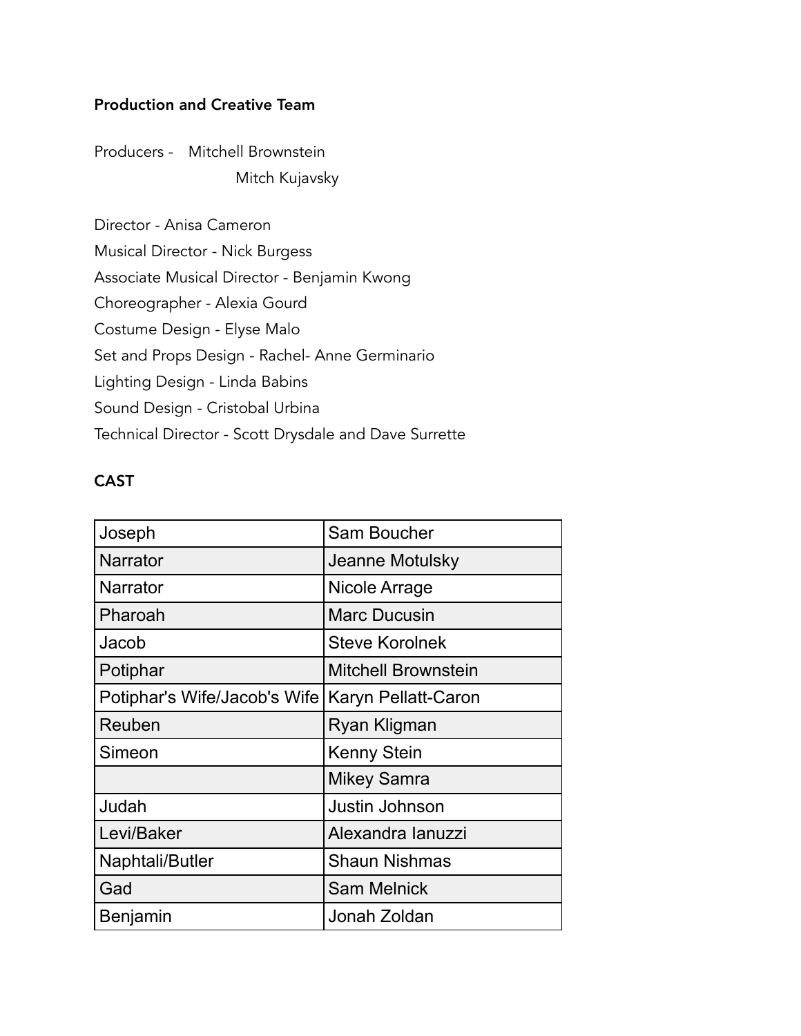**Production and Creative Team**

Producers - Mitchell Brownstein
Mitch Kujavsky

Director - Anisa Cameron
Musical Director - Nick Burgess
Associate Musical Director - Benjamin Kwong
Choreographer - Alexia Gourd
Costume Design - Elyse Malo
Set and Props Design - Rachel- Anne Germinario
Lighting Design - Linda Babins
Sound Design - Cristobal Urbina
Technical Director - Scott Drysdale and Dave Surrette

**CAST**

| | |
|---|---|
| Joseph | Sam Boucher |
| Narrator | Jeanne Motulsky |
| Narrator | Nicole Arrage |
| Pharoah | Marc Ducusin |
| Jacob | Steve Korolnek |
| Potiphar | Mitchell Brownstein |
| Potiphar's Wife/Jacob's Wife | Karyn Pellatt-Caron |
| Reuben | Ryan Kligman |
| Simeon | Kenny Stein |
| | Mikey Samra |
| Judah | Justin Johnson |
| Levi/Baker | Alexandra Ianuzzi |
| Naphtali/Butler | Shaun Nishmas |
| Gad | Sam Melnick |
| Benjamin | Jonah Zoldan |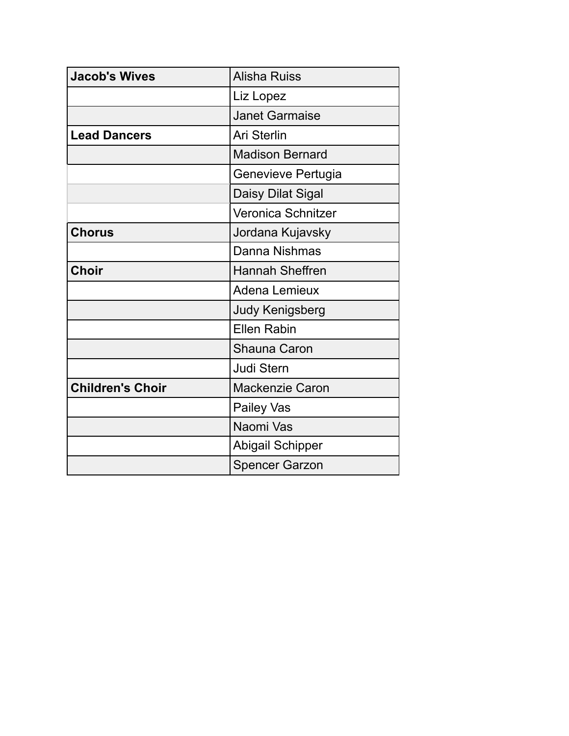| | |
|---|---|
| **Jacob's Wives** | Alisha Ruiss |
| | Liz Lopez |
| | Janet Garmaise |
| **Lead Dancers** | Ari Sterlin |
| | Madison Bernard |
| | Genevieve Pertugia |
| | Daisy Dilat Sigal |
| | Veronica Schnitzer |
| **Chorus** | Jordana Kujavsky |
| | Danna Nishmas |
| **Choir** | Hannah Sheffren |
| | Adena Lemieux |
| | Judy Kenigsberg |
| | Ellen Rabin |
| | Shauna Caron |
| | Judi Stern |
| **Children's Choir** | Mackenzie Caron |
| | Pailey Vas |
| | Naomi Vas |
| | Abigail Schipper |
| | Spencer Garzon |